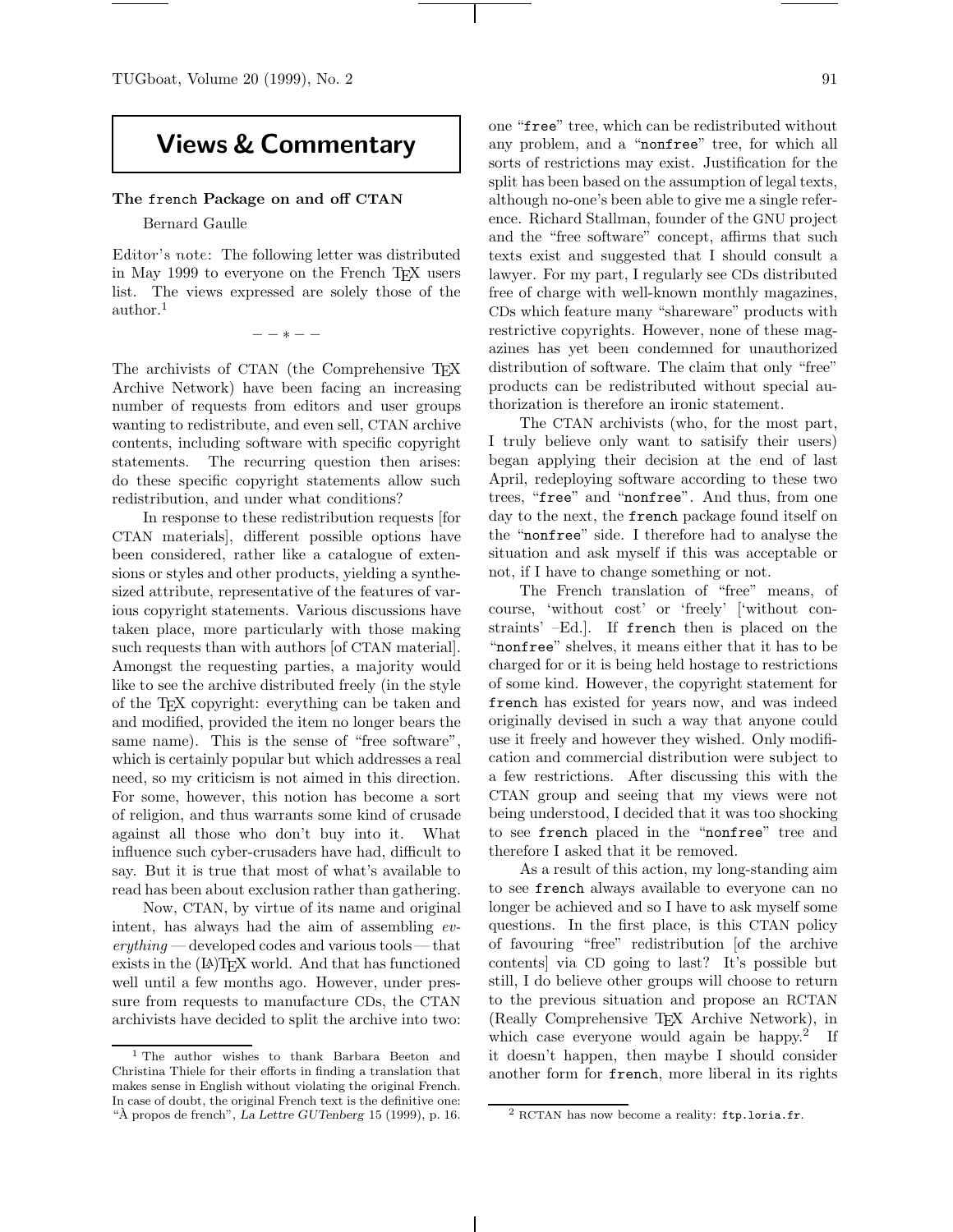# Views & Commentary

### The french Package on and off CTAN

Bernard Gaulle

*Editor's note*: The following letter was distributed in May 1999 to everyone on the French TEX users list. The views expressed are solely those of the author.[1]

− − ∗ − −

The archivists of CTAN (the Comprehensive TEX Archive Network) have been facing an increasing number of requests from editors and user groups wanting to redistribute, and even sell, CTAN archive contents, including software with specific copyright statements. The recurring question then arises: do these specific copyright statements allow such redistribution, and under what conditions?

In response to these redistribution requests [for CTAN materials], different possible options have been considered, rather like a catalogue of extensions or styles and other products, yielding a synthesized attribute, representative of the features of various copyright statements. Various discussions have taken place, more particularly with those making such requests than with authors [of CTAN material]. Amongst the requesting parties, a majority would like to see the archive distributed freely (in the style of the TEX copyright: everything can be taken and and modified, provided the item no longer bears the same name). This is the sense of "free software", which is certainly popular but which addresses a real need, so my criticism is not aimed in this direction. For some, however, this notion has become a sort of religion, and thus warrants some kind of crusade against all those who don't buy into it. What influence such cyber-crusaders have had, difficult to say. But it is true that most of what's available to read has been about exclusion rather than gathering.

Now, CTAN, by virtue of its name and original intent, has always had the aim of assembling *everything* — developed codes and various tools — that exists in the (LA)TEX world. And that has functioned well until a few months ago. However, under pressure from requests to manufacture CDs, the CTAN archivists have decided to split the archive into two: one "`free`" tree, which can be redistributed without any problem, and a "`nonfree`" tree, for which all sorts of restrictions may exist. Justification for the split has been based on the assumption of legal texts, although no-one's been able to give me a single reference. Richard Stallman, founder of the GNU project and the "free software" concept, affirms that such texts exist and suggested that I should consult a lawyer. For my part, I regularly see CDs distributed free of charge with well-known monthly magazines, CDs which feature many "shareware" products with restrictive copyrights. However, none of these magazines has yet been condemned for unauthorized distribution of software. The claim that only "free" products can be redistributed without special authorization is therefore an ironic statement.

The CTAN archivists (who, for the most part, I truly believe only want to satisify their users) began applying their decision at the end of last April, redeploying software according to these two trees, "`free`" and "`nonfree`". And thus, from one day to the next, the `french` package found itself on the "`nonfree`" side. I therefore had to analyse the situation and ask myself if this was acceptable or not, if I have to change something or not.

The French translation of "free" means, of course, 'without cost' or 'freely' ['without constraints' –Ed.]. If `french` then is placed on the "`nonfree`" shelves, it means either that it has to be charged for or it is being held hostage to restrictions of some kind. However, the copyright statement for `french` has existed for years now, and was indeed originally devised in such a way that anyone could use it freely and however they wished. Only modification and commercial distribution were subject to a few restrictions. After discussing this with the CTAN group and seeing that my views were not being understood, I decided that it was too shocking to see `french` placed in the "`nonfree`" tree and therefore I asked that it be removed.

As a result of this action, my long-standing aim to see `french` always available to everyone can no longer be achieved and so I have to ask myself some questions. In the first place, is this CTAN policy of favouring "free" redistribution [of the archive contents] via CD going to last? It's possible but still, I do believe other groups will choose to return to the previous situation and propose an RCTAN (Really Comprehensive TEX Archive Network), in which case everyone would again be happy.[2] If it doesn't happen, then maybe I should consider another form for `french`, more liberal in its rights

[1] The author wishes to thank Barbara Beeton and Christina Thiele for their efforts in finding a translation that makes sense in English without violating the original French. In case of doubt, the original French text is the definitive one: "À propos de french", *La Lettre GUTenberg* 15 (1999), p. 16.

[2] RCTAN has now become a reality: `ftp.loria.fr`.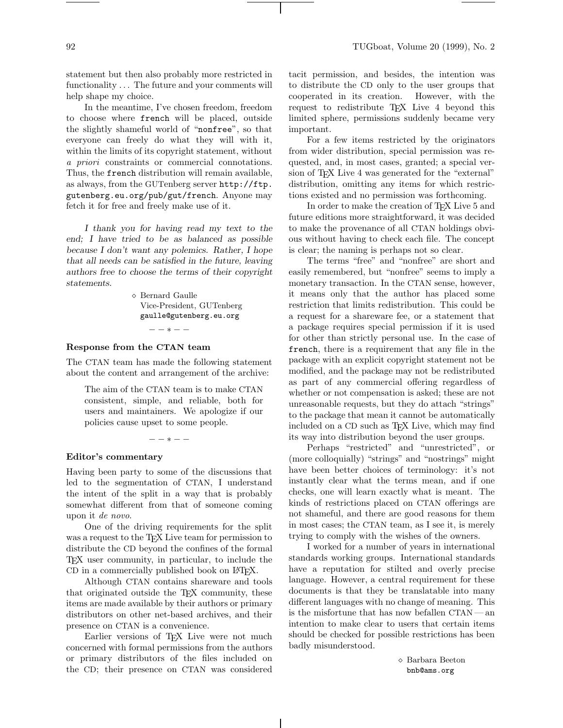statement but then also probably more restricted in functionality ... The future and your comments will help shape my choice.

In the meantime, I've chosen freedom, freedom to choose where `french` will be placed, outside the slightly shameful world of "`nonfree`", so that everyone can freely do what they will with it, within the limits of its copyright statement, without *a priori* constraints or commercial connotations. Thus, the `french` distribution will remain available, as always, from the GUTenberg server `http://ftp.gutenberg.eu.org/pub/gut/french`. Anyone may fetch it for free and freely make use of it.

*I thank you for having read my text to the end; I have tried to be as balanced as possible because I don't want any polemics. Rather, I hope that all needs can be satisfied in the future, leaving authors free to choose the terms of their copyright statements.*

◇ Bernard Gaulle
Vice-President, GUTenberg
`gaulle@gutenberg.eu.org`

− − ∗ − −

### Response from the CTAN team

The CTAN team has made the following statement about the content and arrangement of the archive:

> The aim of the CTAN team is to make CTAN consistent, simple, and reliable, both for users and maintainers. We apologize if our policies cause upset to some people.

− − ∗ − −

### Editor's commentary

Having been party to some of the discussions that led to the segmentation of CTAN, I understand the intent of the split in a way that is probably somewhat different from that of someone coming upon it *de novo*.

One of the driving requirements for the split was a request to the TEX Live team for permission to distribute the CD beyond the confines of the formal TEX user community, in particular, to include the CD in a commercially published book on LATEX.

Although CTAN contains shareware and tools that originated outside the TEX community, these items are made available by their authors or primary distributors on other net-based archives, and their presence on CTAN is a convenience.

Earlier versions of TEX Live were not much concerned with formal permissions from the authors or primary distributors of the files included on the CD; their presence on CTAN was considered tacit permission, and besides, the intention was to distribute the CD only to the user groups that cooperated in its creation. However, with the request to redistribute TEX Live 4 beyond this limited sphere, permissions suddenly became very important.

For a few items restricted by the originators from wider distribution, special permission was requested, and, in most cases, granted; a special version of TEX Live 4 was generated for the "external" distribution, omitting any items for which restrictions existed and no permission was forthcoming.

In order to make the creation of TEX Live 5 and future editions more straightforward, it was decided to make the provenance of all CTAN holdings obvious without having to check each file. The concept is clear; the naming is perhaps not so clear.

The terms "free" and "nonfree" are short and easily remembered, but "nonfree" seems to imply a monetary transaction. In the CTAN sense, however, it means only that the author has placed some restriction that limits redistribution. This could be a request for a shareware fee, or a statement that a package requires special permission if it is used for other than strictly personal use. In the case of `french`, there is a requirement that any file in the package with an explicit copyright statement not be modified, and the package may not be redistributed as part of any commercial offering regardless of whether or not compensation is asked; these are not unreasonable requests, but they do attach "strings" to the package that mean it cannot be automatically included on a CD such as TEX Live, which may find its way into distribution beyond the user groups.

Perhaps "restricted" and "unrestricted", or (more colloquially) "strings" and "nostrings" might have been better choices of terminology: it's not instantly clear what the terms mean, and if one checks, one will learn exactly what is meant. The kinds of restrictions placed on CTAN offerings are not shameful, and there are good reasons for them in most cases; the CTAN team, as I see it, is merely trying to comply with the wishes of the owners.

I worked for a number of years in international standards working groups. International standards have a reputation for stilted and overly precise language. However, a central requirement for these documents is that they be translatable into many different languages with no change of meaning. This is the misfortune that has now befallen CTAN — an intention to make clear to users that certain items should be checked for possible restrictions has been badly misunderstood.

◇ Barbara Beeton
`bnb@ams.org`